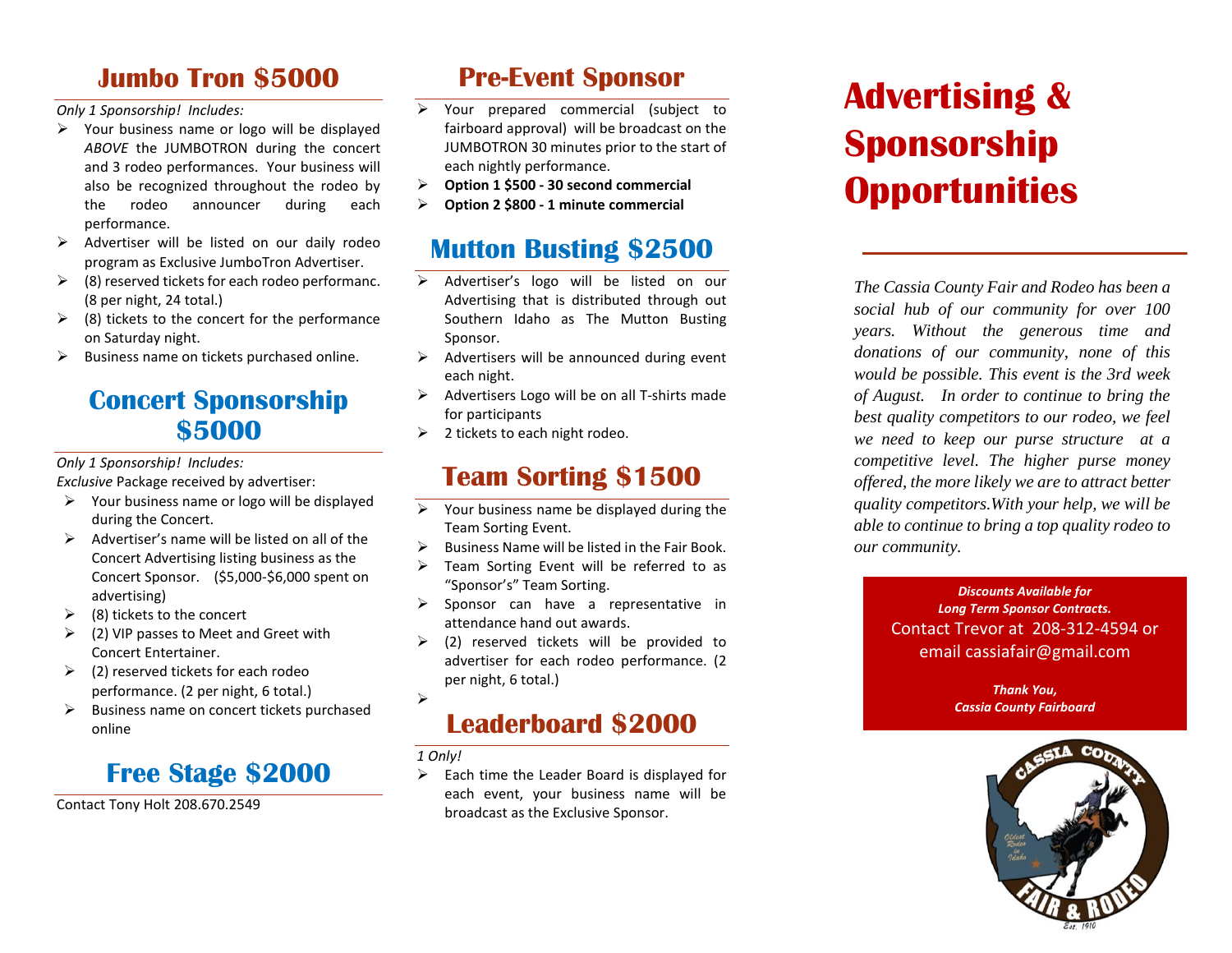## Jumbo Tron $5000

*Only 1 Sponsorship! Includes:*

- Your business name or logo will be displayed *ABOVE* the JUMBOTRON during the concert and 3 rodeo performances. Your business will also be recognized throughout the rodeo by the rodeo announcer during each performance.
- Advertiser will be listed on our daily rodeo program as Exclusive JumboTron Advertiser.
- (8) reserved tickets for each rodeo performanc. (8 per night, 24 total.)
- (8) tickets to the concert for the performance on Saturday night.
- Business name on tickets purchased online.

## Concert Sponsorship $5000

*Only 1 Sponsorship! Includes:*

*Exclusive* Package received by advertiser:

- Your business name or logo will be displayed during the Concert.
- Advertiser's name will be listed on all of the Concert Advertising listing business as the Concert Sponsor. ($5,000-$6,000 spent on advertising)
- (8) tickets to the concert
- (2) VIP passes to Meet and Greet with Concert Entertainer.
- (2) reserved tickets for each rodeo performance. (2 per night, 6 total.)
- Business name on concert tickets purchased online

## Free Stage $2000

Contact Tony Holt 208.670.2549

## Pre-Event Sponsor

- Your prepared commercial (subject to fairboard approval) will be broadcast on the JUMBOTRON 30 minutes prior to the start of each nightly performance.
- **Option 1 $500 - 30 second commercial**
- **Option 2 $800 - 1 minute commercial**

## Mutton Busting $2500

- Advertiser's logo will be listed on our Advertising that is distributed through out Southern Idaho as The Mutton Busting Sponsor.
- Advertisers will be announced during event each night.
- Advertisers Logo will be on all T-shirts made for participants
- 2 tickets to each night rodeo.

## Team Sorting $1500

- Your business name be displayed during the Team Sorting Event.
- Business Name will be listed in the Fair Book.
- Team Sorting Event will be referred to as "Sponsor's" Team Sorting.
- Sponsor can have a representative in attendance hand out awards.
- (2) reserved tickets will be provided to advertiser for each rodeo performance. (2 per night, 6 total.)

## Leaderboard $2000

*1 Only!*

- Each time the Leader Board is displayed for each event, your business name will be broadcast as the Exclusive Sponsor.

# Advertising & Sponsorship Opportunities

*The Cassia County Fair and Rodeo has been a social hub of our community for over 100 years. Without the generous time and donations of our community, none of this would be possible. This event is the 3rd week of August. In order to continue to bring the best quality competitors to our rodeo, we feel we need to keep our purse structure at a competitive level. The higher purse money offered, the more likely we are to attract better quality competitors.With your help, we will be able to continue to bring a top quality rodeo to our community.*

***Discounts Available for Long Term Sponsor Contracts.***

Contact Trevor at 208-312-4594 or email cassiafair@gmail.com

***Thank You,***
***Cassia County Fairboard***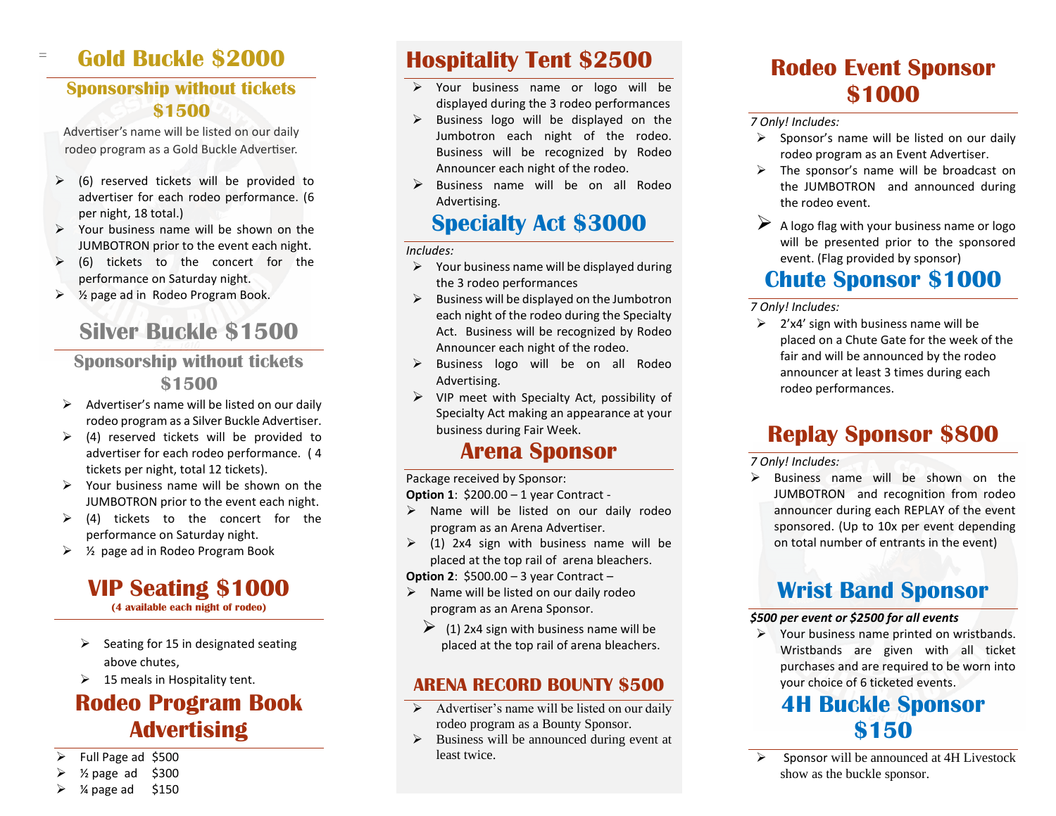## Gold Buckle $2000

### Sponsorship without tickets $1500

Advertiser's name will be listed on our daily rodeo program as a Gold Buckle Advertiser.

- (6) reserved tickets will be provided to advertiser for each rodeo performance. (6 per night, 18 total.)
- Your business name will be shown on the JUMBOTRON prior to the event each night.
- (6) tickets to the concert for the performance on Saturday night.
- ½ page ad in Rodeo Program Book.

## Silver Buckle $1500

### Sponsorship without tickets $1500

- Advertiser's name will be listed on our daily rodeo program as a Silver Buckle Advertiser.
- (4) reserved tickets will be provided to advertiser for each rodeo performance. ( 4 tickets per night, total 12 tickets).
- Your business name will be shown on the JUMBOTRON prior to the event each night.
- (4) tickets to the concert for the performance on Saturday night.
- ½ page ad in Rodeo Program Book

## VIP Seating $1000

**(4 available each night of rodeo)**

- Seating for 15 in designated seating above chutes,
- 15 meals in Hospitality tent.

## Rodeo Program Book Advertising

- Full Page ad $500
- ½ page ad $300
- ¼ page ad $150

## Hospitality Tent $2500

- Your business name or logo will be displayed during the 3 rodeo performances
- Business logo will be displayed on the Jumbotron each night of the rodeo. Business will be recognized by Rodeo Announcer each night of the rodeo.
- Business name will be on all Rodeo Advertising.

## Specialty Act $3000

*Includes:*

- Your business name will be displayed during the 3 rodeo performances
- Business will be displayed on the Jumbotron each night of the rodeo during the Specialty Act. Business will be recognized by Rodeo Announcer each night of the rodeo.
- Business logo will be on all Rodeo Advertising.
- VIP meet with Specialty Act, possibility of Specialty Act making an appearance at your business during Fair Week.

## Arena Sponsor

Package received by Sponsor:

**Option 1**: $200.00 – 1 year Contract -

- Name will be listed on our daily rodeo program as an Arena Advertiser.
- (1) 2x4 sign with business name will be placed at the top rail of arena bleachers.

**Option 2**: $500.00 – 3 year Contract –

- Name will be listed on our daily rodeo program as an Arena Sponsor.
- (1) 2x4 sign with business name will be placed at the top rail of arena bleachers.

## ARENA RECORD BOUNTY $500

- Advertiser's name will be listed on our daily rodeo program as a Bounty Sponsor.
- Business will be announced during event at least twice.

## Rodeo Event Sponsor $1000

*7 Only! Includes:*

- Sponsor's name will be listed on our daily rodeo program as an Event Advertiser.
- The sponsor's name will be broadcast on the JUMBOTRON and announced during the rodeo event.
- A logo flag with your business name or logo will be presented prior to the sponsored event. (Flag provided by sponsor)

## Chute Sponsor $1000

*7 Only! Includes:*

- 2'x4' sign with business name will be placed on a Chute Gate for the week of the fair and will be announced by the rodeo announcer at least 3 times during each rodeo performances.

## Replay Sponsor $800

*7 Only! Includes:*

- Business name will be shown on the JUMBOTRON and recognition from rodeo announcer during each REPLAY of the event sponsored. (Up to 10x per event depending on total number of entrants in the event)

## Wrist Band Sponsor

***$500 per event or $2500 for all events***

- Your business name printed on wristbands. Wristbands are given with all ticket purchases and are required to be worn into your choice of 6 ticketed events.

## 4H Buckle Sponsor $150

- Sponsor will be announced at 4H Livestock show as the buckle sponsor.